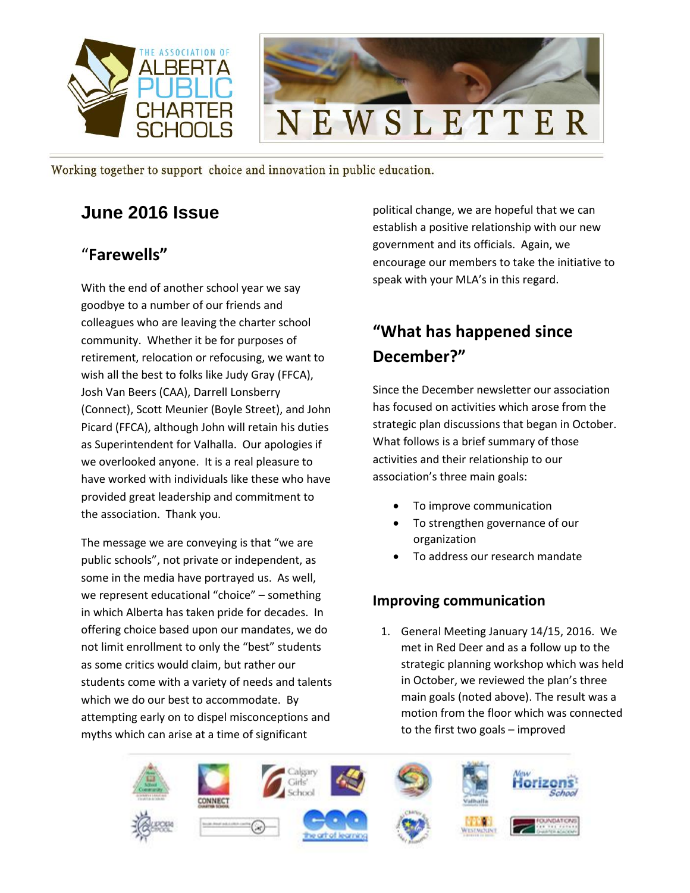THE ASSOCIATION OF ALBERTA PUBLIC CHARTER SCHOOLS

# NEWSLETTER

Working together to support choice and innovation in public education.

## June 2016 Issue

## "Farewells"

With the end of another school year we say goodbye to a number of our friends and colleagues who are leaving the charter school community. Whether it be for purposes of retirement, relocation or refocusing, we want to wish all the best to folks like Judy Gray (FFCA), Josh Van Beers (CAA), Darrell Lonsberry (Connect), Scott Meunier (Boyle Street), and John Picard (FFCA), although John will retain his duties as Superintendent for Valhalla. Our apologies if we overlooked anyone. It is a real pleasure to have worked with individuals like these who have provided great leadership and commitment to the association. Thank you.

The message we are conveying is that "we are public schools", not private or independent, as some in the media have portrayed us. As well, we represent educational "choice" – something in which Alberta has taken pride for decades. In offering choice based upon our mandates, we do not limit enrollment to only the "best" students as some critics would claim, but rather our students come with a variety of needs and talents which we do our best to accommodate. By attempting early on to dispel misconceptions and myths which can arise at a time of significant political change, we are hopeful that we can establish a positive relationship with our new government and its officials. Again, we encourage our members to take the initiative to speak with your MLA's in this regard.

## "What has happened since December?"

Since the December newsletter our association has focused on activities which arose from the strategic plan discussions that began in October. What follows is a brief summary of those activities and their relationship to our association's three main goals:

- To improve communication
- To strengthen governance of our organization
- To address our research mandate

### Improving communication

1. General Meeting January 14/15, 2016. We met in Red Deer and as a follow up to the strategic planning workshop which was held in October, we reviewed the plan's three main goals (noted above). The result was a motion from the floor which was connected to the first two goals – improved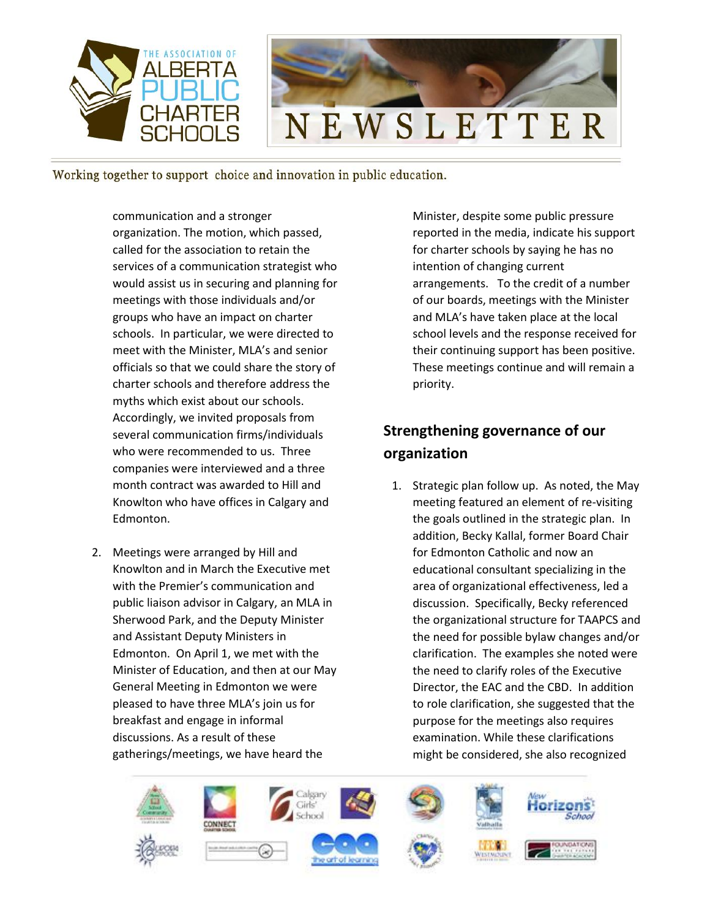communication and a stronger organization. The motion, which passed, called for the association to retain the services of a communication strategist who would assist us in securing and planning for meetings with those individuals and/or groups who have an impact on charter schools. In particular, we were directed to meet with the Minister, MLA's and senior officials so that we could share the story of charter schools and therefore address the myths which exist about our schools. Accordingly, we invited proposals from several communication firms/individuals who were recommended to us. Three companies were interviewed and a three month contract was awarded to Hill and Knowlton who have offices in Calgary and Edmonton.

2. Meetings were arranged by Hill and Knowlton and in March the Executive met with the Premier's communication and public liaison advisor in Calgary, an MLA in Sherwood Park, and the Deputy Minister and Assistant Deputy Ministers in Edmonton. On April 1, we met with the Minister of Education, and then at our May General Meeting in Edmonton we were pleased to have three MLA's join us for breakfast and engage in informal discussions. As a result of these gatherings/meetings, we have heard the Minister, despite some public pressure reported in the media, indicate his support for charter schools by saying he has no intention of changing current arrangements. To the credit of a number of our boards, meetings with the Minister and MLA's have taken place at the local school levels and the response received for their continuing support has been positive. These meetings continue and will remain a priority.

## Strengthening governance of our organization

1. Strategic plan follow up. As noted, the May meeting featured an element of re-visiting the goals outlined in the strategic plan. In addition, Becky Kallal, former Board Chair for Edmonton Catholic and now an educational consultant specializing in the area of organizational effectiveness, led a discussion. Specifically, Becky referenced the organizational structure for TAAPCS and the need for possible bylaw changes and/or clarification. The examples she noted were the need to clarify roles of the Executive Director, the EAC and the CBD. In addition to role clarification, she suggested that the purpose for the meetings also requires examination. While these clarifications might be considered, she also recognized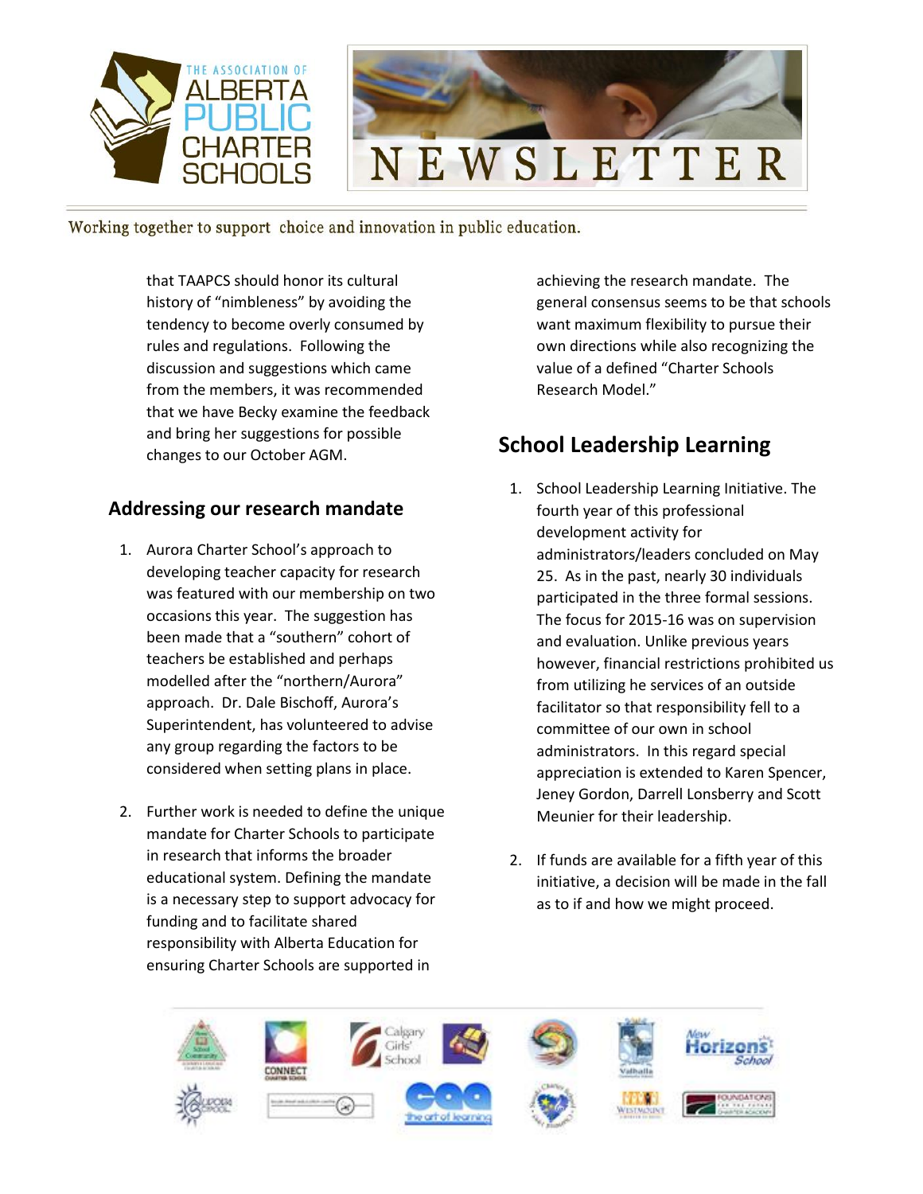that TAAPCS should honor its cultural history of "nimbleness" by avoiding the tendency to become overly consumed by rules and regulations. Following the discussion and suggestions which came from the members, it was recommended that we have Becky examine the feedback and bring her suggestions for possible changes to our October AGM.

## Addressing our research mandate

1. Aurora Charter School's approach to developing teacher capacity for research was featured with our membership on two occasions this year. The suggestion has been made that a "southern" cohort of teachers be established and perhaps modelled after the "northern/Aurora" approach. Dr. Dale Bischoff, Aurora's Superintendent, has volunteered to advise any group regarding the factors to be considered when setting plans in place.

2. Further work is needed to define the unique mandate for Charter Schools to participate in research that informs the broader educational system. Defining the mandate is a necessary step to support advocacy for funding and to facilitate shared responsibility with Alberta Education for ensuring Charter Schools are supported in achieving the research mandate. The general consensus seems to be that schools want maximum flexibility to pursue their own directions while also recognizing the value of a defined "Charter Schools Research Model."

## School Leadership Learning

1. School Leadership Learning Initiative. The fourth year of this professional development activity for administrators/leaders concluded on May 25. As in the past, nearly 30 individuals participated in the three formal sessions. The focus for 2015-16 was on supervision and evaluation. Unlike previous years however, financial restrictions prohibited us from utilizing he services of an outside facilitator so that responsibility fell to a committee of our own in school administrators. In this regard special appreciation is extended to Karen Spencer, Jeney Gordon, Darrell Lonsberry and Scott Meunier for their leadership.

2. If funds are available for a fifth year of this initiative, a decision will be made in the fall as to if and how we might proceed.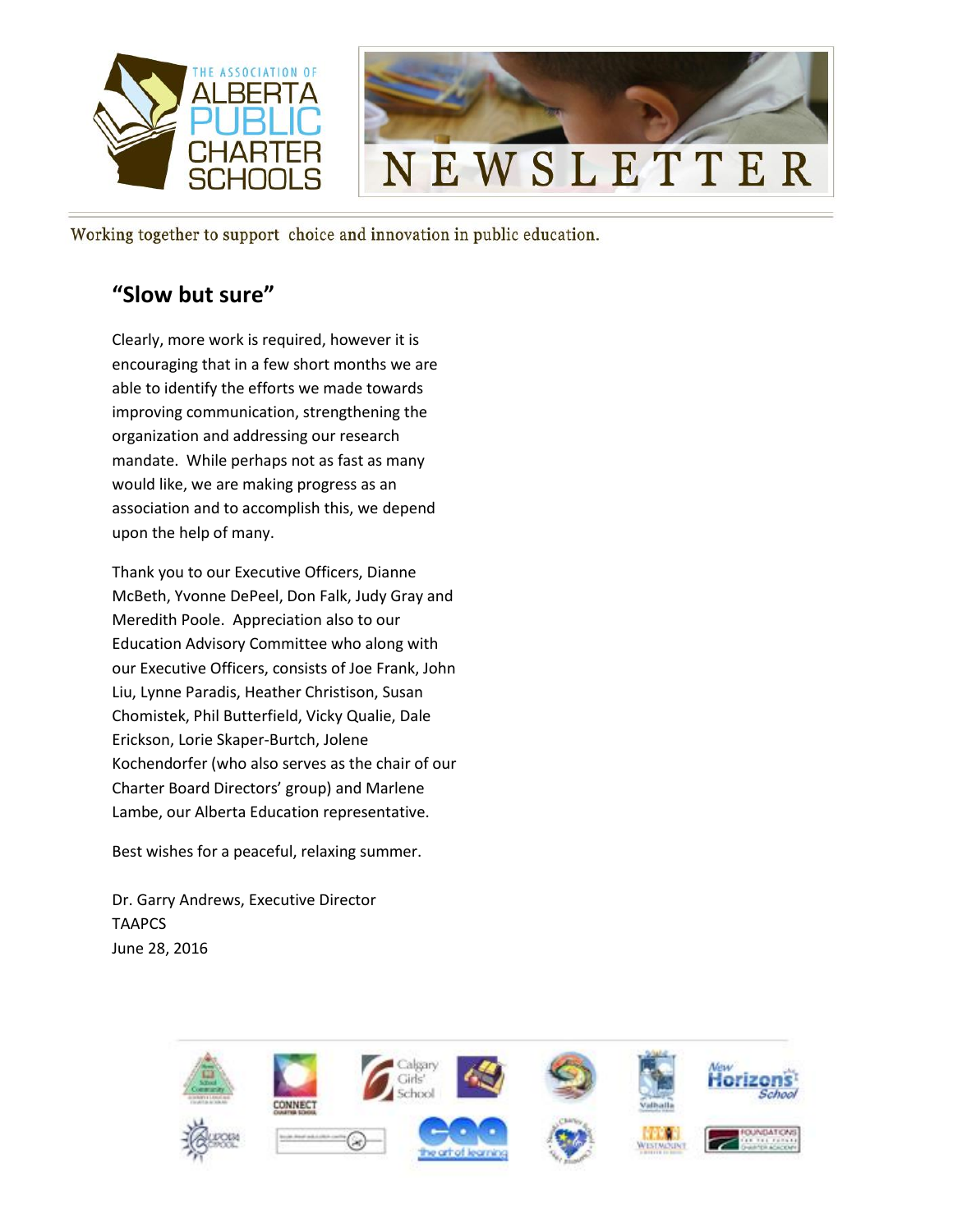## "Slow but sure"

Clearly, more work is required, however it is encouraging that in a few short months we are able to identify the efforts we made towards improving communication, strengthening the organization and addressing our research mandate. While perhaps not as fast as many would like, we are making progress as an association and to accomplish this, we depend upon the help of many.

Thank you to our Executive Officers, Dianne McBeth, Yvonne DePeel, Don Falk, Judy Gray and Meredith Poole. Appreciation also to our Education Advisory Committee who along with our Executive Officers, consists of Joe Frank, John Liu, Lynne Paradis, Heather Christison, Susan Chomistek, Phil Butterfield, Vicky Qualie, Dale Erickson, Lorie Skaper-Burtch, Jolene Kochendorfer (who also serves as the chair of our Charter Board Directors' group) and Marlene Lambe, our Alberta Education representative.

Best wishes for a peaceful, relaxing summer.

Dr. Garry Andrews, Executive Director
TAAPCS
June 28, 2016